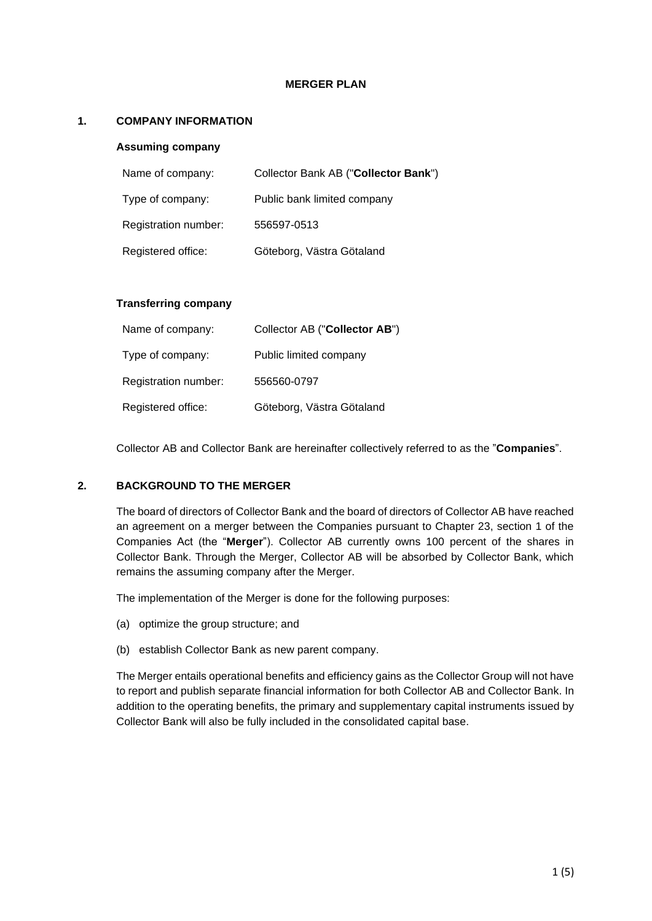# MERGER PLAN

## 1. COMPANY INFORMATION

### Assuming company

| | |
|---|---|
| Name of company: | Collector Bank AB ("**Collector Bank**") |
| Type of company: | Public bank limited company |
| Registration number: | 556597-0513 |
| Registered office: | Göteborg, Västra Götaland |

### Transferring company

| | |
|---|---|
| Name of company: | Collector AB ("**Collector AB**") |
| Type of company: | Public limited company |
| Registration number: | 556560-0797 |
| Registered office: | Göteborg, Västra Götaland |

Collector AB and Collector Bank are hereinafter collectively referred to as the "**Companies**".

## 2. BACKGROUND TO THE MERGER

The board of directors of Collector Bank and the board of directors of Collector AB have reached an agreement on a merger between the Companies pursuant to Chapter 23, section 1 of the Companies Act (the "**Merger**"). Collector AB currently owns 100 percent of the shares in Collector Bank. Through the Merger, Collector AB will be absorbed by Collector Bank, which remains the assuming company after the Merger.

The implementation of the Merger is done for the following purposes:

(a) optimize the group structure; and

(b) establish Collector Bank as new parent company.

The Merger entails operational benefits and efficiency gains as the Collector Group will not have to report and publish separate financial information for both Collector AB and Collector Bank. In addition to the operating benefits, the primary and supplementary capital instruments issued by Collector Bank will also be fully included in the consolidated capital base.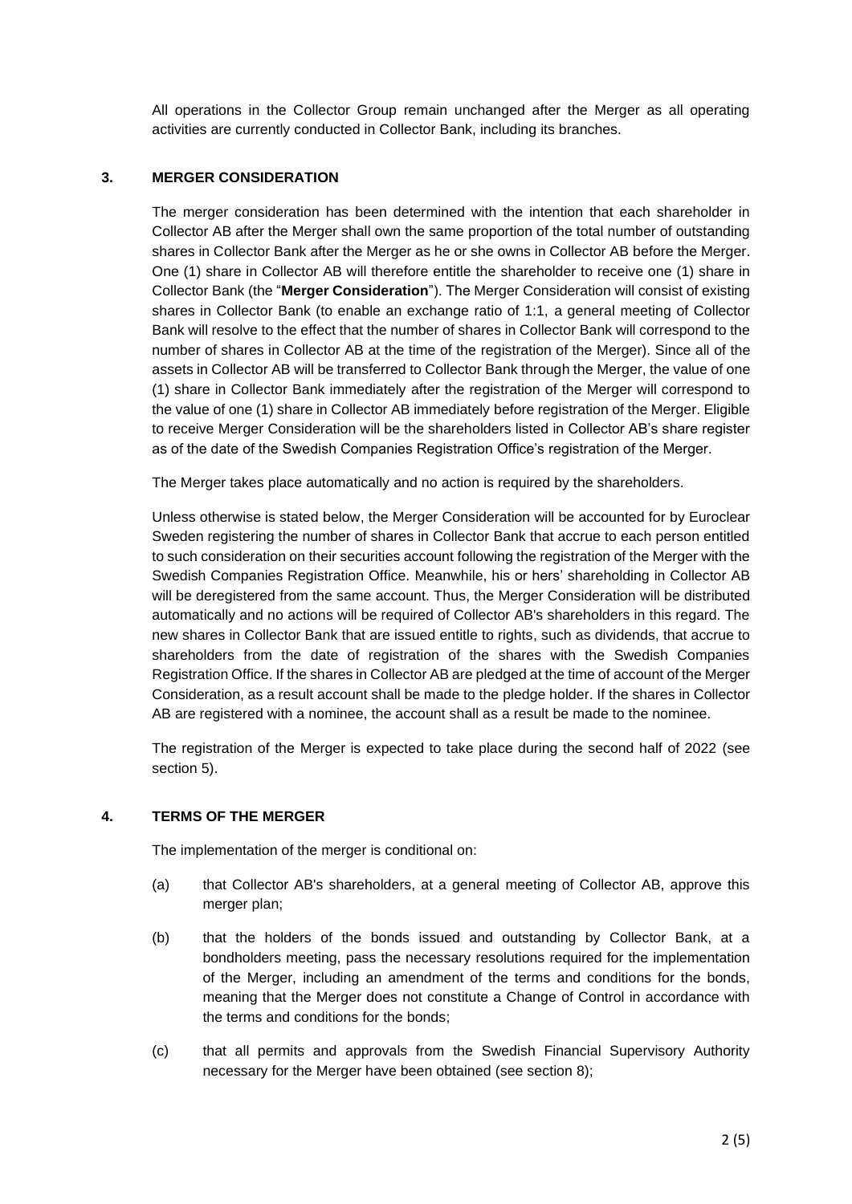All operations in the Collector Group remain unchanged after the Merger as all operating activities are currently conducted in Collector Bank, including its branches.

## 3. MERGER CONSIDERATION

The merger consideration has been determined with the intention that each shareholder in Collector AB after the Merger shall own the same proportion of the total number of outstanding shares in Collector Bank after the Merger as he or she owns in Collector AB before the Merger. One (1) share in Collector AB will therefore entitle the shareholder to receive one (1) share in Collector Bank (the "**Merger Consideration**"). The Merger Consideration will consist of existing shares in Collector Bank (to enable an exchange ratio of 1:1, a general meeting of Collector Bank will resolve to the effect that the number of shares in Collector Bank will correspond to the number of shares in Collector AB at the time of the registration of the Merger). Since all of the assets in Collector AB will be transferred to Collector Bank through the Merger, the value of one (1) share in Collector Bank immediately after the registration of the Merger will correspond to the value of one (1) share in Collector AB immediately before registration of the Merger. Eligible to receive Merger Consideration will be the shareholders listed in Collector AB's share register as of the date of the Swedish Companies Registration Office's registration of the Merger.

The Merger takes place automatically and no action is required by the shareholders.

Unless otherwise is stated below, the Merger Consideration will be accounted for by Euroclear Sweden registering the number of shares in Collector Bank that accrue to each person entitled to such consideration on their securities account following the registration of the Merger with the Swedish Companies Registration Office. Meanwhile, his or hers' shareholding in Collector AB will be deregistered from the same account. Thus, the Merger Consideration will be distributed automatically and no actions will be required of Collector AB's shareholders in this regard. The new shares in Collector Bank that are issued entitle to rights, such as dividends, that accrue to shareholders from the date of registration of the shares with the Swedish Companies Registration Office. If the shares in Collector AB are pledged at the time of account of the Merger Consideration, as a result account shall be made to the pledge holder. If the shares in Collector AB are registered with a nominee, the account shall as a result be made to the nominee.

The registration of the Merger is expected to take place during the second half of 2022 (see section 5).

## 4. TERMS OF THE MERGER

The implementation of the merger is conditional on:

(a) that Collector AB's shareholders, at a general meeting of Collector AB, approve this merger plan;

(b) that the holders of the bonds issued and outstanding by Collector Bank, at a bondholders meeting, pass the necessary resolutions required for the implementation of the Merger, including an amendment of the terms and conditions for the bonds, meaning that the Merger does not constitute a Change of Control in accordance with the terms and conditions for the bonds;

(c) that all permits and approvals from the Swedish Financial Supervisory Authority necessary for the Merger have been obtained (see section 8);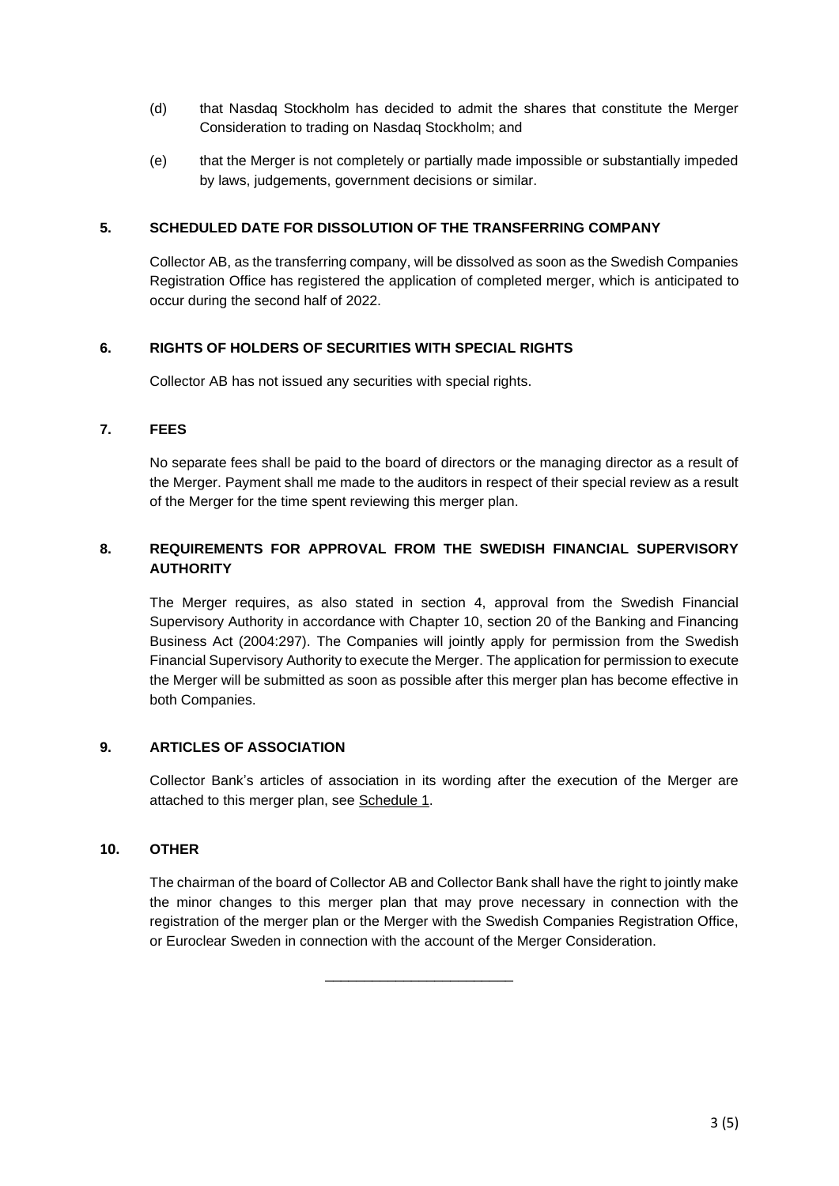(d) that Nasdaq Stockholm has decided to admit the shares that constitute the Merger Consideration to trading on Nasdaq Stockholm; and

(e) that the Merger is not completely or partially made impossible or substantially impeded by laws, judgements, government decisions or similar.

## 5. SCHEDULED DATE FOR DISSOLUTION OF THE TRANSFERRING COMPANY

Collector AB, as the transferring company, will be dissolved as soon as the Swedish Companies Registration Office has registered the application of completed merger, which is anticipated to occur during the second half of 2022.

## 6. RIGHTS OF HOLDERS OF SECURITIES WITH SPECIAL RIGHTS

Collector AB has not issued any securities with special rights.

## 7. FEES

No separate fees shall be paid to the board of directors or the managing director as a result of the Merger. Payment shall me made to the auditors in respect of their special review as a result of the Merger for the time spent reviewing this merger plan.

## 8. REQUIREMENTS FOR APPROVAL FROM THE SWEDISH FINANCIAL SUPERVISORY AUTHORITY

The Merger requires, as also stated in section 4, approval from the Swedish Financial Supervisory Authority in accordance with Chapter 10, section 20 of the Banking and Financing Business Act (2004:297). The Companies will jointly apply for permission from the Swedish Financial Supervisory Authority to execute the Merger. The application for permission to execute the Merger will be submitted as soon as possible after this merger plan has become effective in both Companies.

## 9. ARTICLES OF ASSOCIATION

Collector Bank's articles of association in its wording after the execution of the Merger are attached to this merger plan, see Schedule 1.

## 10. OTHER

The chairman of the board of Collector AB and Collector Bank shall have the right to jointly make the minor changes to this merger plan that may prove necessary in connection with the registration of the merger plan or the Merger with the Swedish Companies Registration Office, or Euroclear Sweden in connection with the account of the Merger Consideration.

\_\_\_\_\_\_\_\_\_\_\_\_\_\_\_\_\_\_\_\_\_\_\_\_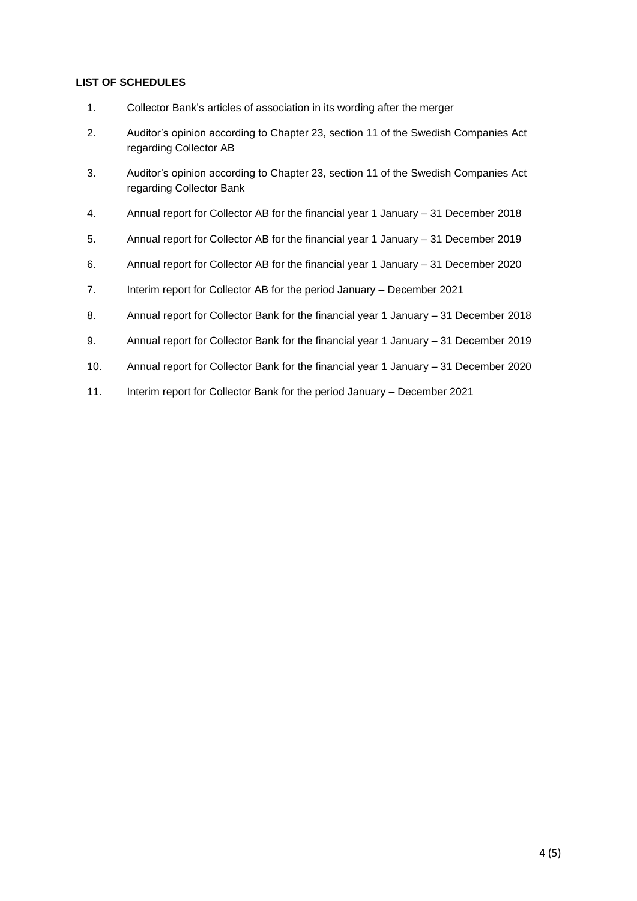**LIST OF SCHEDULES**

1. Collector Bank's articles of association in its wording after the merger
2. Auditor's opinion according to Chapter 23, section 11 of the Swedish Companies Act regarding Collector AB
3. Auditor's opinion according to Chapter 23, section 11 of the Swedish Companies Act regarding Collector Bank
4. Annual report for Collector AB for the financial year 1 January – 31 December 2018
5. Annual report for Collector AB for the financial year 1 January – 31 December 2019
6. Annual report for Collector AB for the financial year 1 January – 31 December 2020
7. Interim report for Collector AB for the period January – December 2021
8. Annual report for Collector Bank for the financial year 1 January – 31 December 2018
9. Annual report for Collector Bank for the financial year 1 January – 31 December 2019
10. Annual report for Collector Bank for the financial year 1 January – 31 December 2020
11. Interim report for Collector Bank for the period January – December 2021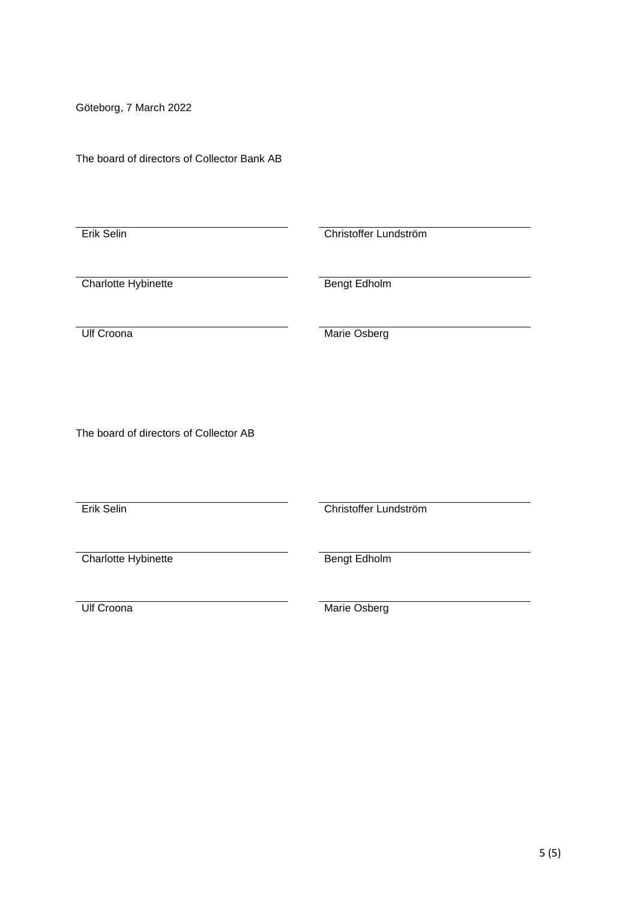Göteborg, 7 March 2022

The board of directors of Collector Bank AB

| | |
|---|---|
| Erik Selin | Christoffer Lundström |
| Charlotte Hybinette | Bengt Edholm |
| Ulf Croona | Marie Osberg |

The board of directors of Collector AB

| | |
|---|---|
| Erik Selin | Christoffer Lundström |
| Charlotte Hybinette | Bengt Edholm |
| Ulf Croona | Marie Osberg |